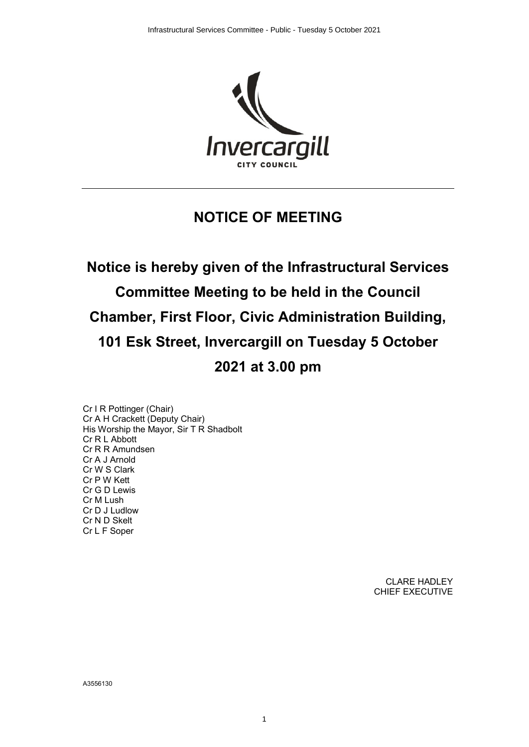# NOTICE OF MEETING

## Notice is hereby given of the Infrastructural Services Committee Meeting to be held in the Council Chamber, First Floor, Civic Administration Building, 101 Esk Street, Invercargill on Tuesday 5 October 2021 at 3.00 pm

Cr I R Pottinger (Chair)
Cr A H Crackett (Deputy Chair)
His Worship the Mayor, Sir T R Shadbolt
Cr R L Abbott
Cr R R Amundsen
Cr A J Arnold
Cr W S Clark
Cr P W Kett
Cr G D Lewis
Cr M Lush
Cr D J Ludlow
Cr N D Skelt
Cr L F Soper

CLARE HADLEY
CHIEF EXECUTIVE

A3556130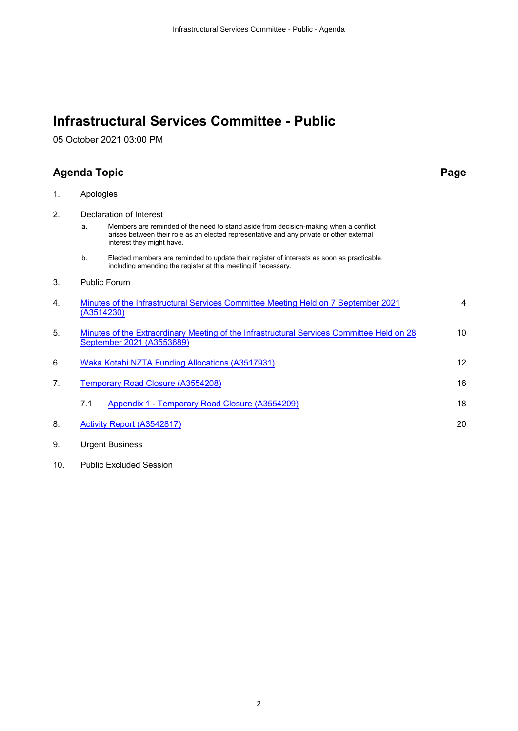# Infrastructural Services Committee - Public

05 October 2021 03:00 PM

| Agenda Topic | | Page |
|---|---|---|
| 1. | Apologies | |
| 2. | Declaration of Interest<br>a. Members are reminded of the need to stand aside from decision-making when a conflict arises between their role as an elected representative and any private or other external interest they might have.<br>b. Elected members are reminded to update their register of interests as soon as practicable, including amending the register at this meeting if necessary. | |
| 3. | Public Forum | |
| 4. | Minutes of the Infrastructural Services Committee Meeting Held on 7 September 2021 (A3514230) | 4 |
| 5. | Minutes of the Extraordinary Meeting of the Infrastructural Services Committee Held on 28 September 2021 (A3553689) | 10 |
| 6. | Waka Kotahi NZTA Funding Allocations (A3517931) | 12 |
| 7. | Temporary Road Closure (A3554208) | 16 |
| | 7.1 Appendix 1 - Temporary Road Closure (A3554209) | 18 |
| 8. | Activity Report (A3542817) | 20 |
| 9. | Urgent Business | |
| 10. | Public Excluded Session | |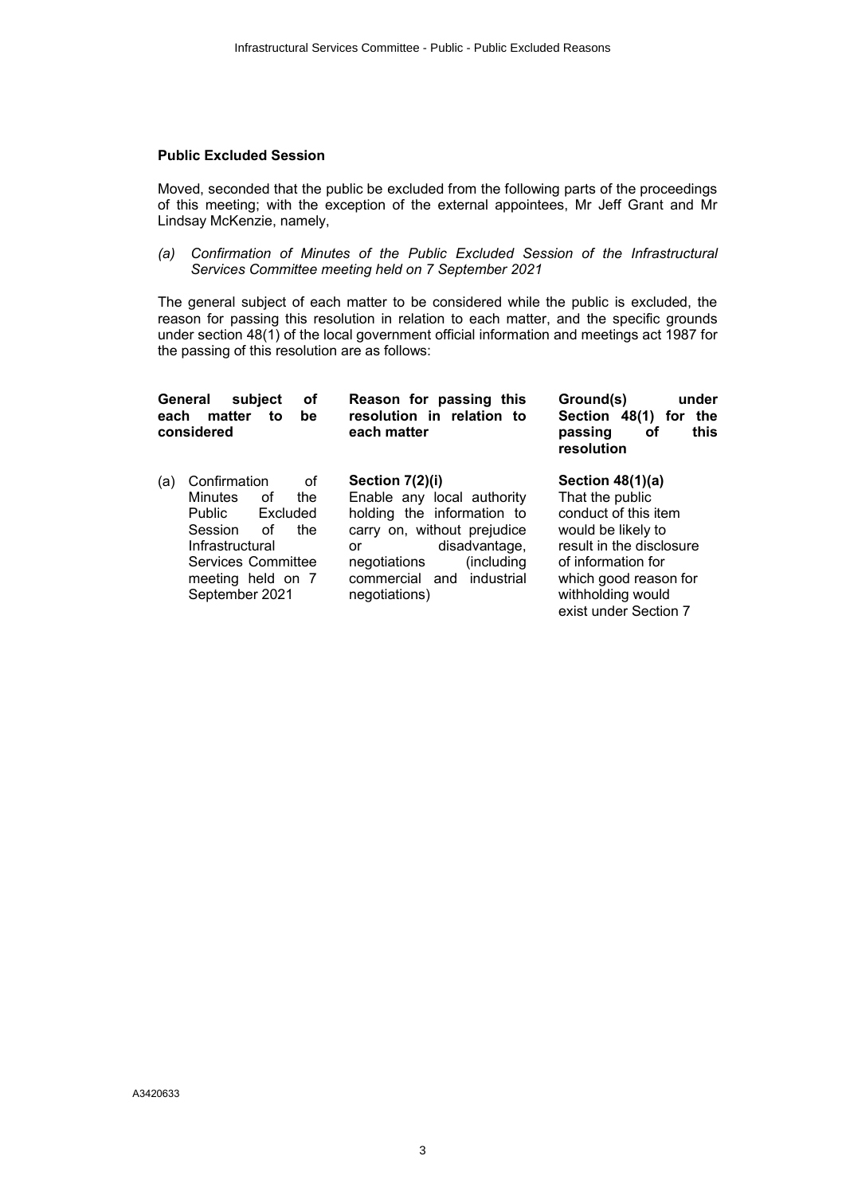**Public Excluded Session**

Moved, seconded that the public be excluded from the following parts of the proceedings of this meeting; with the exception of the external appointees, Mr Jeff Grant and Mr Lindsay McKenzie, namely,

*(a) Confirmation of Minutes of the Public Excluded Session of the Infrastructural Services Committee meeting held on 7 September 2021*

The general subject of each matter to be considered while the public is excluded, the reason for passing this resolution in relation to each matter, and the specific grounds under section 48(1) of the local government official information and meetings act 1987 for the passing of this resolution are as follows:

| General subject of each matter to be considered | Reason for passing this resolution in relation to each matter | Ground(s) under Section 48(1) for the passing of this resolution |
|---|---|---|
| (a) Confirmation of Minutes of the Public Excluded Session of the Infrastructural Services Committee meeting held on 7 September 2021 | **Section 7(2)(i)** Enable any local authority holding the information to carry on, without prejudice or disadvantage, negotiations (including commercial and industrial negotiations) | **Section 48(1)(a)** That the public conduct of this item would be likely to result in the disclosure of information for which good reason for withholding would exist under Section 7 |

A3420633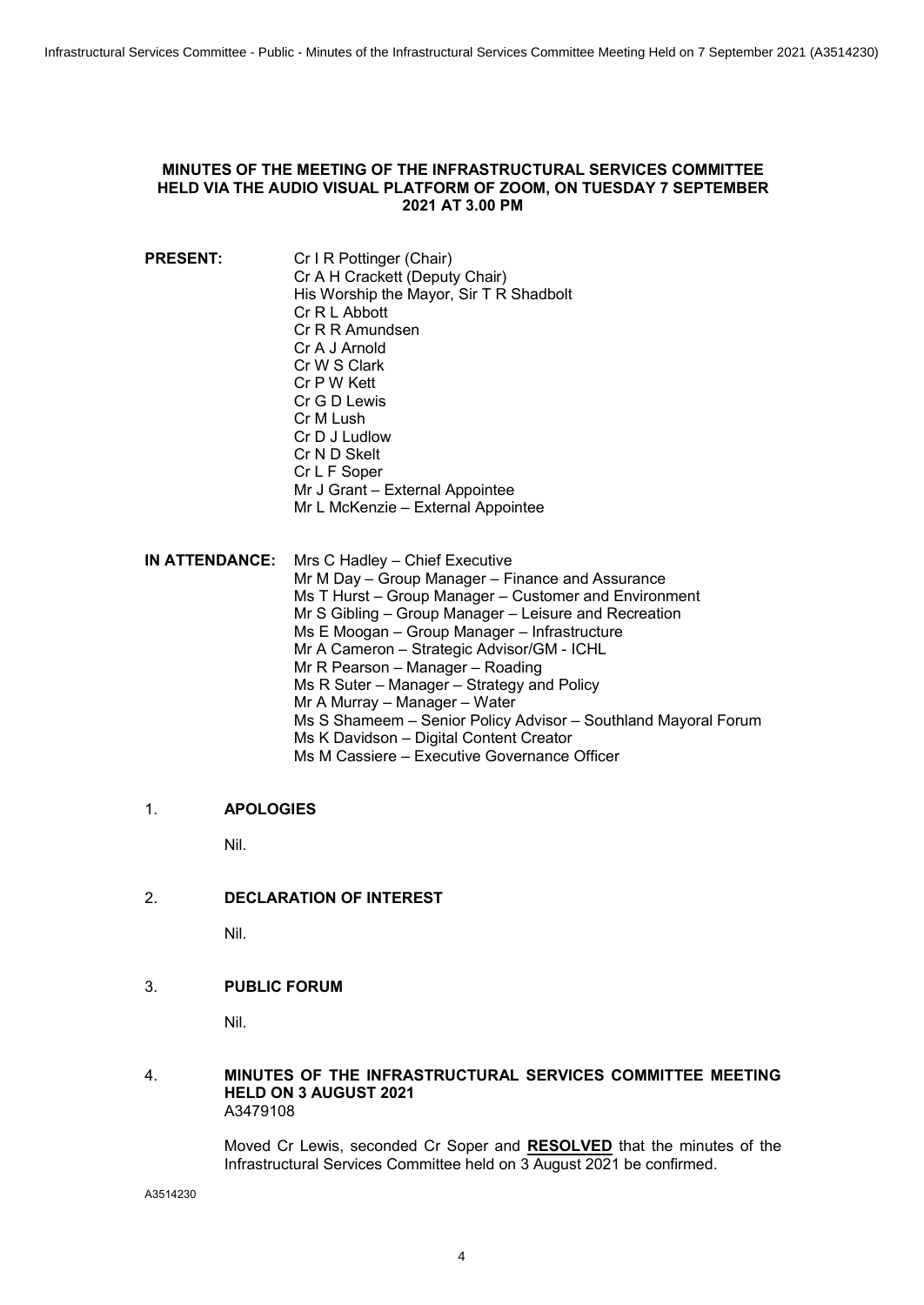**MINUTES OF THE MEETING OF THE INFRASTRUCTURAL SERVICES COMMITTEE HELD VIA THE AUDIO VISUAL PLATFORM OF ZOOM, ON TUESDAY 7 SEPTEMBER 2021 AT 3.00 PM**

**PRESENT:** Cr I R Pottinger (Chair)
Cr A H Crackett (Deputy Chair)
His Worship the Mayor, Sir T R Shadbolt
Cr R L Abbott
Cr R R Amundsen
Cr A J Arnold
Cr W S Clark
Cr P W Kett
Cr G D Lewis
Cr M Lush
Cr D J Ludlow
Cr N D Skelt
Cr L F Soper
Mr J Grant – External Appointee
Mr L McKenzie – External Appointee

**IN ATTENDANCE:** Mrs C Hadley – Chief Executive
Mr M Day – Group Manager – Finance and Assurance
Ms T Hurst – Group Manager – Customer and Environment
Mr S Gibling – Group Manager – Leisure and Recreation
Ms E Moogan – Group Manager – Infrastructure
Mr A Cameron – Strategic Advisor/GM - ICHL
Mr R Pearson – Manager – Roading
Ms R Suter – Manager – Strategy and Policy
Mr A Murray – Manager – Water
Ms S Shameem – Senior Policy Advisor – Southland Mayoral Forum
Ms K Davidson – Digital Content Creator
Ms M Cassiere – Executive Governance Officer

1. **APOLOGIES**

   Nil.

2. **DECLARATION OF INTEREST**

   Nil.

3. **PUBLIC FORUM**

   Nil.

4. **MINUTES OF THE INFRASTRUCTURAL SERVICES COMMITTEE MEETING HELD ON 3 AUGUST 2021**
   A3479108

   Moved Cr Lewis, seconded Cr Soper and **RESOLVED** that the minutes of the Infrastructural Services Committee held on 3 August 2021 be confirmed.

A3514230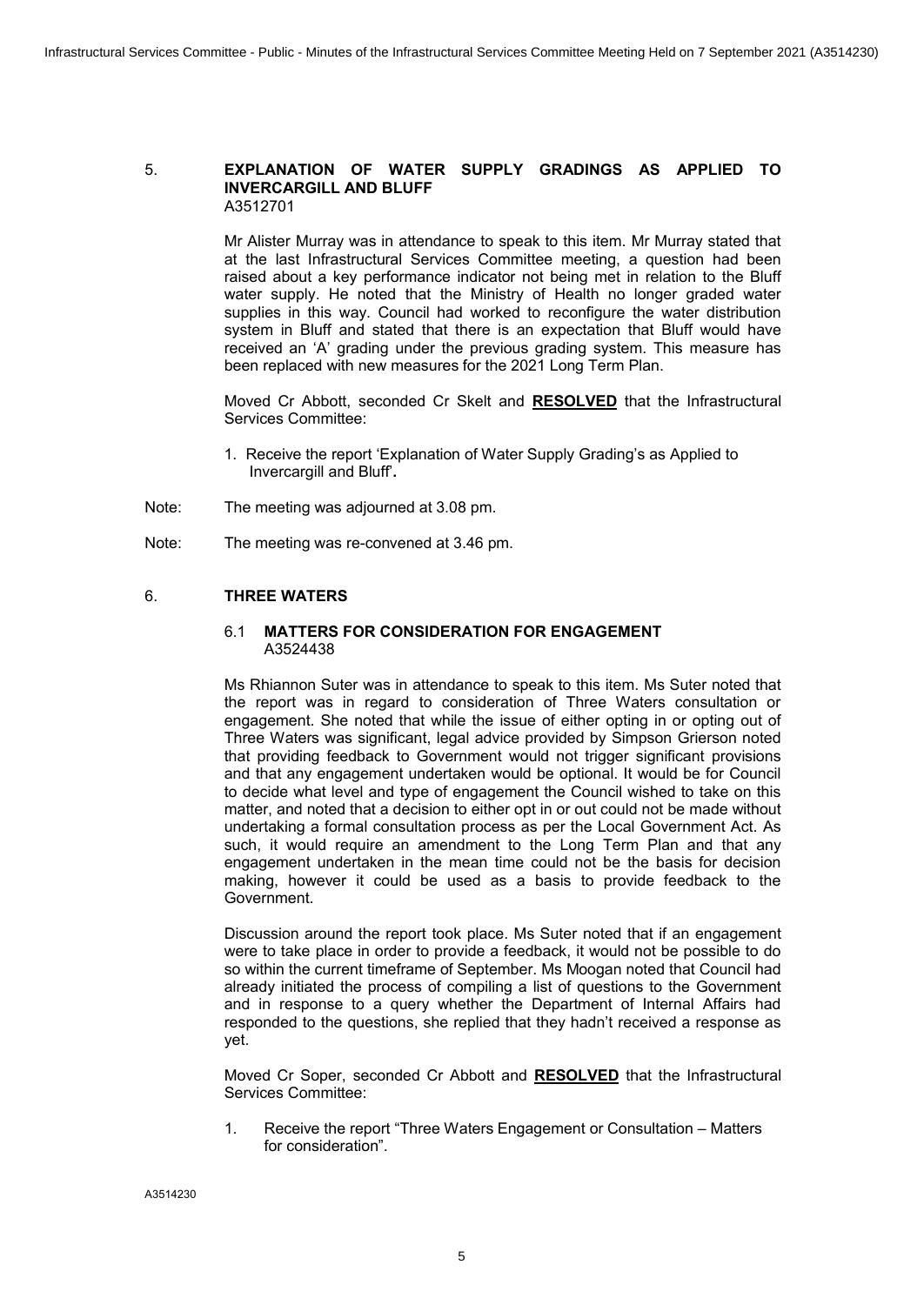## 5. EXPLANATION OF WATER SUPPLY GRADINGS AS APPLIED TO INVERCARGILL AND BLUFF

A3512701

Mr Alister Murray was in attendance to speak to this item. Mr Murray stated that at the last Infrastructural Services Committee meeting, a question had been raised about a key performance indicator not being met in relation to the Bluff water supply. He noted that the Ministry of Health no longer graded water supplies in this way. Council had worked to reconfigure the water distribution system in Bluff and stated that there is an expectation that Bluff would have received an 'A' grading under the previous grading system. This measure has been replaced with new measures for the 2021 Long Term Plan.

Moved Cr Abbott, seconded Cr Skelt and **RESOLVED** that the Infrastructural Services Committee:

1. Receive the report 'Explanation of Water Supply Grading's as Applied to Invercargill and Bluff'**.**

Note: The meeting was adjourned at 3.08 pm.

Note: The meeting was re-convened at 3.46 pm.

## 6. THREE WATERS

### 6.1 MATTERS FOR CONSIDERATION FOR ENGAGEMENT

A3524438

Ms Rhiannon Suter was in attendance to speak to this item. Ms Suter noted that the report was in regard to consideration of Three Waters consultation or engagement. She noted that while the issue of either opting in or opting out of Three Waters was significant, legal advice provided by Simpson Grierson noted that providing feedback to Government would not trigger significant provisions and that any engagement undertaken would be optional. It would be for Council to decide what level and type of engagement the Council wished to take on this matter, and noted that a decision to either opt in or out could not be made without undertaking a formal consultation process as per the Local Government Act. As such, it would require an amendment to the Long Term Plan and that any engagement undertaken in the mean time could not be the basis for decision making, however it could be used as a basis to provide feedback to the Government.

Discussion around the report took place. Ms Suter noted that if an engagement were to take place in order to provide a feedback, it would not be possible to do so within the current timeframe of September. Ms Moogan noted that Council had already initiated the process of compiling a list of questions to the Government and in response to a query whether the Department of Internal Affairs had responded to the questions, she replied that they hadn't received a response as yet.

Moved Cr Soper, seconded Cr Abbott and **RESOLVED** that the Infrastructural Services Committee:

1. Receive the report "Three Waters Engagement or Consultation – Matters for consideration".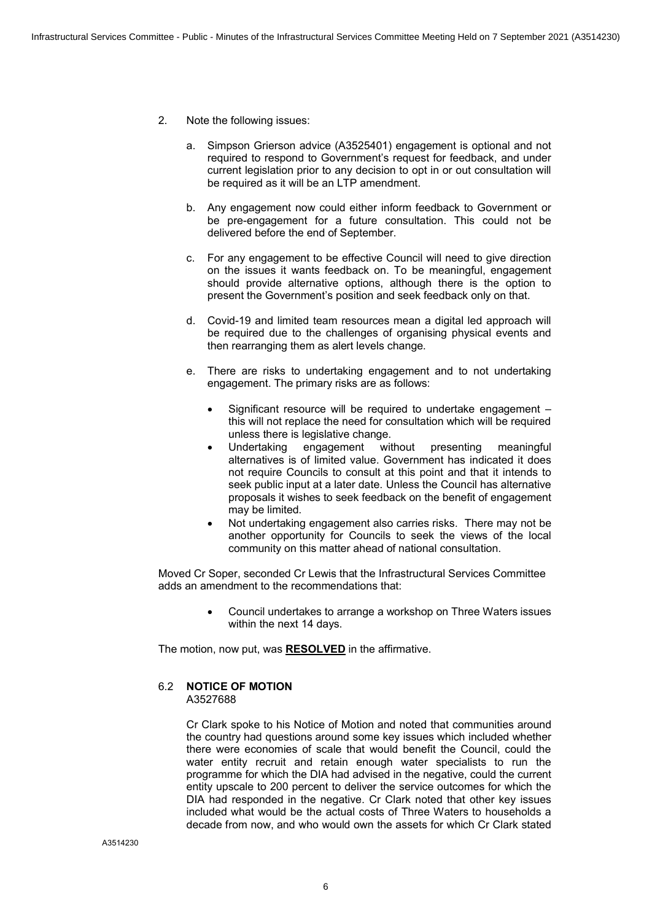2. Note the following issues:

   a. Simpson Grierson advice (A3525401) engagement is optional and not required to respond to Government's request for feedback, and under current legislation prior to any decision to opt in or out consultation will be required as it will be an LTP amendment.

   b. Any engagement now could either inform feedback to Government or be pre-engagement for a future consultation. This could not be delivered before the end of September.

   c. For any engagement to be effective Council will need to give direction on the issues it wants feedback on. To be meaningful, engagement should provide alternative options, although there is the option to present the Government's position and seek feedback only on that.

   d. Covid-19 and limited team resources mean a digital led approach will be required due to the challenges of organising physical events and then rearranging them as alert levels change.

   e. There are risks to undertaking engagement and to not undertaking engagement. The primary risks are as follows:

      - Significant resource will be required to undertake engagement – this will not replace the need for consultation which will be required unless there is legislative change.
      - Undertaking engagement without presenting meaningful alternatives is of limited value. Government has indicated it does not require Councils to consult at this point and that it intends to seek public input at a later date. Unless the Council has alternative proposals it wishes to seek feedback on the benefit of engagement may be limited.
      - Not undertaking engagement also carries risks. There may not be another opportunity for Councils to seek the views of the local community on this matter ahead of national consultation.

Moved Cr Soper, seconded Cr Lewis that the Infrastructural Services Committee adds an amendment to the recommendations that:

- Council undertakes to arrange a workshop on Three Waters issues within the next 14 days.

The motion, now put, was **RESOLVED** in the affirmative.

### 6.2 **NOTICE OF MOTION**

A3527688

Cr Clark spoke to his Notice of Motion and noted that communities around the country had questions around some key issues which included whether there were economies of scale that would benefit the Council, could the water entity recruit and retain enough water specialists to run the programme for which the DIA had advised in the negative, could the current entity upscale to 200 percent to deliver the service outcomes for which the DIA had responded in the negative. Cr Clark noted that other key issues included what would be the actual costs of Three Waters to households a decade from now, and who would own the assets for which Cr Clark stated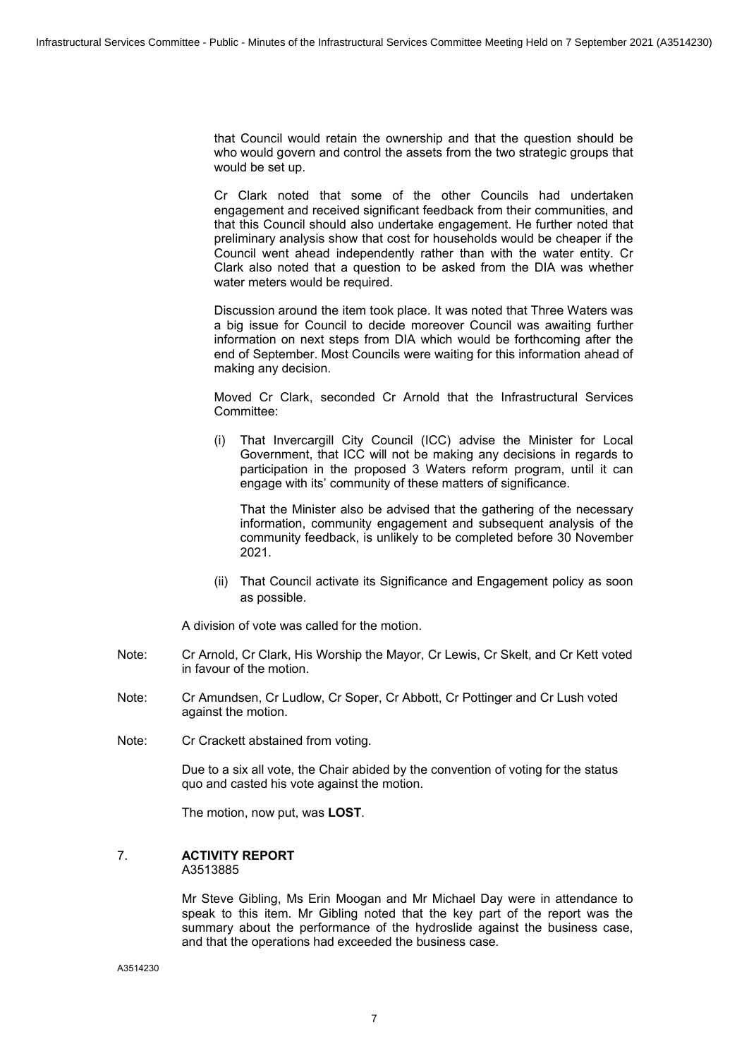that Council would retain the ownership and that the question should be who would govern and control the assets from the two strategic groups that would be set up.

Cr Clark noted that some of the other Councils had undertaken engagement and received significant feedback from their communities, and that this Council should also undertake engagement. He further noted that preliminary analysis show that cost for households would be cheaper if the Council went ahead independently rather than with the water entity. Cr Clark also noted that a question to be asked from the DIA was whether water meters would be required.

Discussion around the item took place. It was noted that Three Waters was a big issue for Council to decide moreover Council was awaiting further information on next steps from DIA which would be forthcoming after the end of September. Most Councils were waiting for this information ahead of making any decision.

Moved Cr Clark, seconded Cr Arnold that the Infrastructural Services Committee:

(i) That Invercargill City Council (ICC) advise the Minister for Local Government, that ICC will not be making any decisions in regards to participation in the proposed 3 Waters reform program, until it can engage with its' community of these matters of significance.

That the Minister also be advised that the gathering of the necessary information, community engagement and subsequent analysis of the community feedback, is unlikely to be completed before 30 November 2021.

(ii) That Council activate its Significance and Engagement policy as soon as possible.

A division of vote was called for the motion.

Note: Cr Arnold, Cr Clark, His Worship the Mayor, Cr Lewis, Cr Skelt, and Cr Kett voted in favour of the motion.

Note: Cr Amundsen, Cr Ludlow, Cr Soper, Cr Abbott, Cr Pottinger and Cr Lush voted against the motion.

Note: Cr Crackett abstained from voting.

Due to a six all vote, the Chair abided by the convention of voting for the status quo and casted his vote against the motion.

The motion, now put, was **LOST**.

## 7. ACTIVITY REPORT

A3513885

Mr Steve Gibling, Ms Erin Moogan and Mr Michael Day were in attendance to speak to this item. Mr Gibling noted that the key part of the report was the summary about the performance of the hydroslide against the business case, and that the operations had exceeded the business case.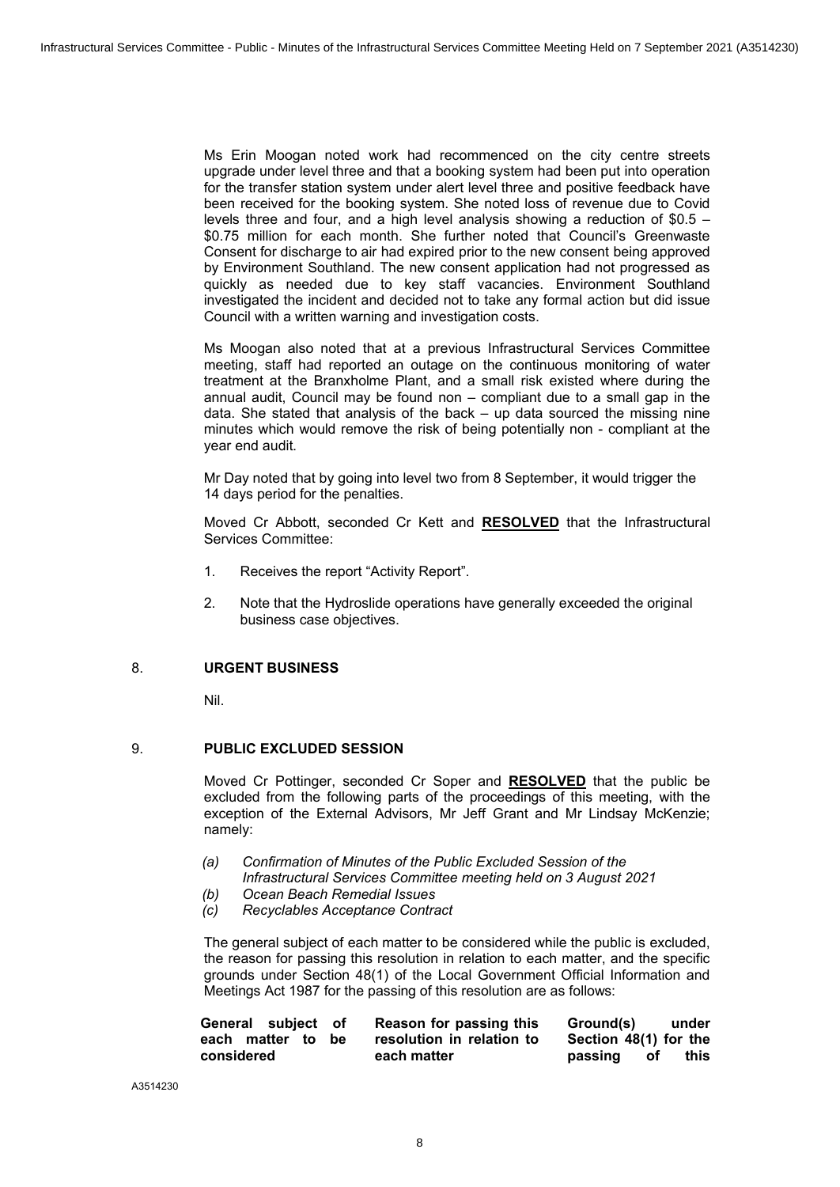Ms Erin Moogan noted work had recommenced on the city centre streets upgrade under level three and that a booking system had been put into operation for the transfer station system under alert level three and positive feedback have been received for the booking system. She noted loss of revenue due to Covid levels three and four, and a high level analysis showing a reduction of $0.5 – $0.75 million for each month. She further noted that Council's Greenwaste Consent for discharge to air had expired prior to the new consent being approved by Environment Southland. The new consent application had not progressed as quickly as needed due to key staff vacancies. Environment Southland investigated the incident and decided not to take any formal action but did issue Council with a written warning and investigation costs.

Ms Moogan also noted that at a previous Infrastructural Services Committee meeting, staff had reported an outage on the continuous monitoring of water treatment at the Branxholme Plant, and a small risk existed where during the annual audit, Council may be found non – compliant due to a small gap in the data. She stated that analysis of the back – up data sourced the missing nine minutes which would remove the risk of being potentially non - compliant at the year end audit.

Mr Day noted that by going into level two from 8 September, it would trigger the 14 days period for the penalties.

Moved Cr Abbott, seconded Cr Kett and **RESOLVED** that the Infrastructural Services Committee:

1. Receives the report "Activity Report".
2. Note that the Hydroslide operations have generally exceeded the original business case objectives.

## 8. URGENT BUSINESS

Nil.

## 9. PUBLIC EXCLUDED SESSION

Moved Cr Pottinger, seconded Cr Soper and **RESOLVED** that the public be excluded from the following parts of the proceedings of this meeting, with the exception of the External Advisors, Mr Jeff Grant and Mr Lindsay McKenzie; namely:

*(a) Confirmation of Minutes of the Public Excluded Session of the Infrastructural Services Committee meeting held on 3 August 2021*
*(b) Ocean Beach Remedial Issues*
*(c) Recyclables Acceptance Contract*

The general subject of each matter to be considered while the public is excluded, the reason for passing this resolution in relation to each matter, and the specific grounds under Section 48(1) of the Local Government Official Information and Meetings Act 1987 for the passing of this resolution are as follows:

| General subject of each matter to be considered | Reason for passing this resolution in relation to each matter | Ground(s) under Section 48(1) for the passing of this |
|---|---|---|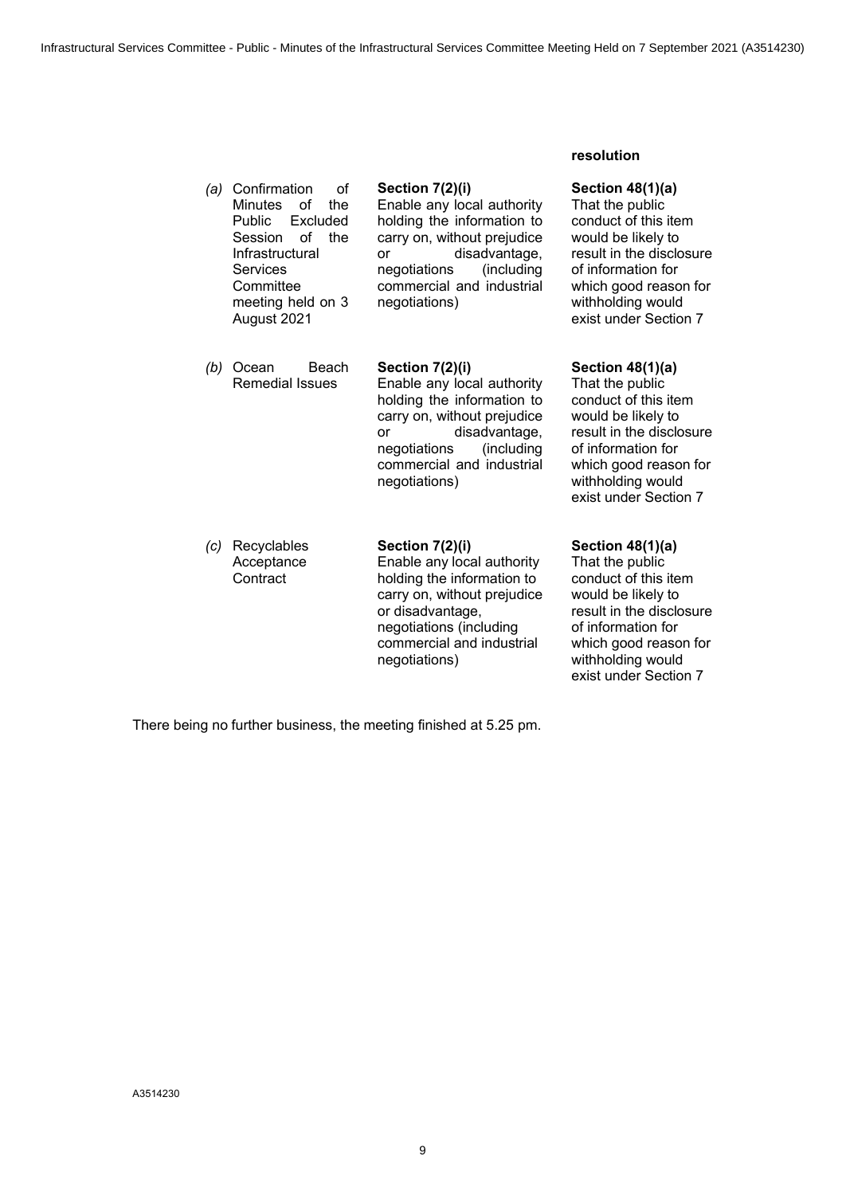| | | resolution |
|---|---|---|
| *(a)* Confirmation of Minutes of the Public Excluded Session of the Infrastructural Services Committee meeting held on 3 August 2021 | **Section 7(2)(i)** Enable any local authority holding the information to carry on, without prejudice or disadvantage, negotiations (including commercial and industrial negotiations) | **Section 48(1)(a)** That the public conduct of this item would be likely to result in the disclosure of information for which good reason for withholding would exist under Section 7 |
| *(b)* Ocean Beach Remedial Issues | **Section 7(2)(i)** Enable any local authority holding the information to carry on, without prejudice or disadvantage, negotiations (including commercial and industrial negotiations) | **Section 48(1)(a)** That the public conduct of this item would be likely to result in the disclosure of information for which good reason for withholding would exist under Section 7 |
| *(c)* Recyclables Acceptance Contract | **Section 7(2)(i)** Enable any local authority holding the information to carry on, without prejudice or disadvantage, negotiations (including commercial and industrial negotiations) | **Section 48(1)(a)** That the public conduct of this item would be likely to result in the disclosure of information for which good reason for withholding would exist under Section 7 |

There being no further business, the meeting finished at 5.25 pm.

A3514230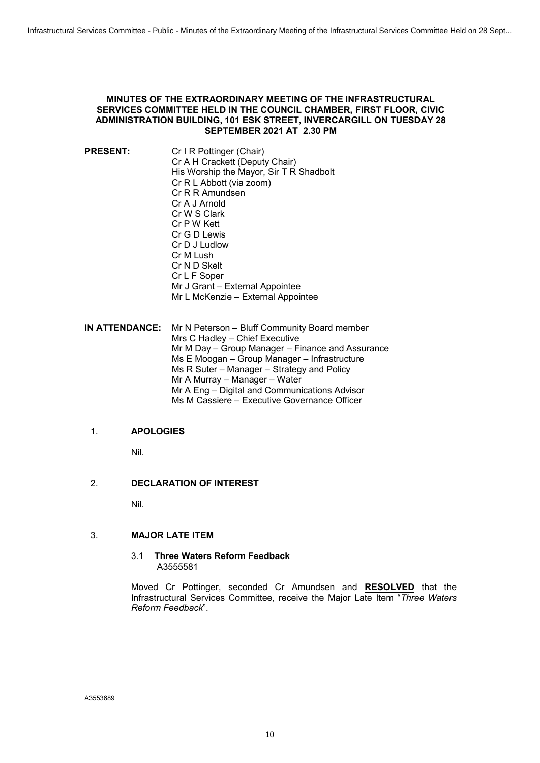**MINUTES OF THE EXTRAORDINARY MEETING OF THE INFRASTRUCTURAL SERVICES COMMITTEE HELD IN THE COUNCIL CHAMBER, FIRST FLOOR, CIVIC ADMINISTRATION BUILDING, 101 ESK STREET, INVERCARGILL ON TUESDAY 28 SEPTEMBER 2021 AT 2.30 PM**

**PRESENT:**
Cr I R Pottinger (Chair)
Cr A H Crackett (Deputy Chair)
His Worship the Mayor, Sir T R Shadbolt
Cr R L Abbott (via zoom)
Cr R R Amundsen
Cr A J Arnold
Cr W S Clark
Cr P W Kett
Cr G D Lewis
Cr D J Ludlow
Cr M Lush
Cr N D Skelt
Cr L F Soper
Mr J Grant – External Appointee
Mr L McKenzie – External Appointee

**IN ATTENDANCE:**
Mr N Peterson – Bluff Community Board member
Mrs C Hadley – Chief Executive
Mr M Day – Group Manager – Finance and Assurance
Ms E Moogan – Group Manager – Infrastructure
Ms R Suter – Manager – Strategy and Policy
Mr A Murray – Manager – Water
Mr A Eng – Digital and Communications Advisor
Ms M Cassiere – Executive Governance Officer

1. **APOLOGIES**

   Nil.

2. **DECLARATION OF INTEREST**

   Nil.

3. **MAJOR LATE ITEM**

   3.1 **Three Waters Reform Feedback**
   A3555581

   Moved Cr Pottinger, seconded Cr Amundsen and **RESOLVED** that the Infrastructural Services Committee, receive the Major Late Item "*Three Waters Reform Feedback*".

A3553689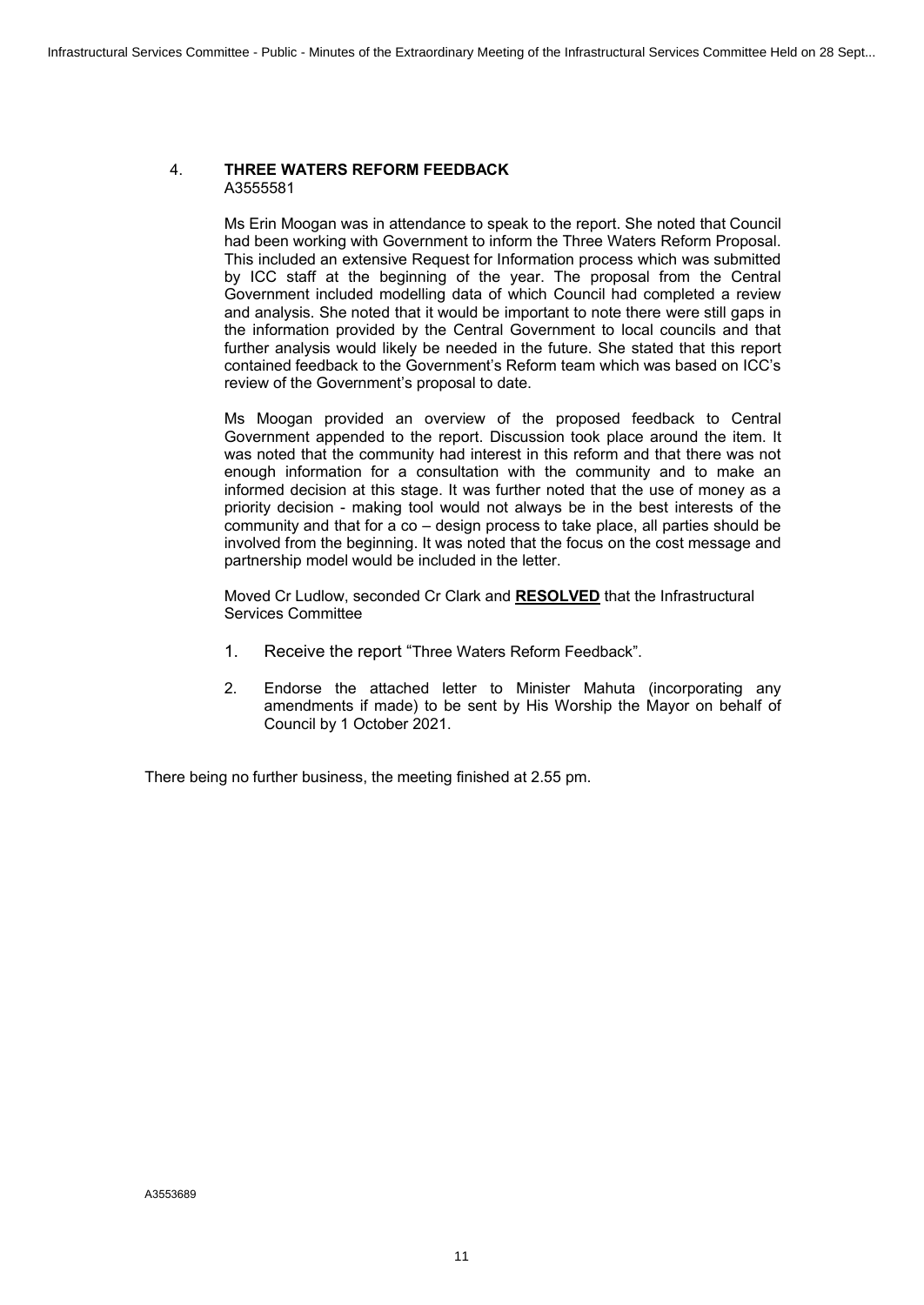## 4. THREE WATERS REFORM FEEDBACK

A3555581

Ms Erin Moogan was in attendance to speak to the report. She noted that Council had been working with Government to inform the Three Waters Reform Proposal. This included an extensive Request for Information process which was submitted by ICC staff at the beginning of the year. The proposal from the Central Government included modelling data of which Council had completed a review and analysis. She noted that it would be important to note there were still gaps in the information provided by the Central Government to local councils and that further analysis would likely be needed in the future. She stated that this report contained feedback to the Government's Reform team which was based on ICC's review of the Government's proposal to date.

Ms Moogan provided an overview of the proposed feedback to Central Government appended to the report. Discussion took place around the item. It was noted that the community had interest in this reform and that there was not enough information for a consultation with the community and to make an informed decision at this stage. It was further noted that the use of money as a priority decision - making tool would not always be in the best interests of the community and that for a co – design process to take place, all parties should be involved from the beginning. It was noted that the focus on the cost message and partnership model would be included in the letter.

Moved Cr Ludlow, seconded Cr Clark and **RESOLVED** that the Infrastructural Services Committee

1. Receive the report "Three Waters Reform Feedback".
2. Endorse the attached letter to Minister Mahuta (incorporating any amendments if made) to be sent by His Worship the Mayor on behalf of Council by 1 October 2021.

There being no further business, the meeting finished at 2.55 pm.

A3553689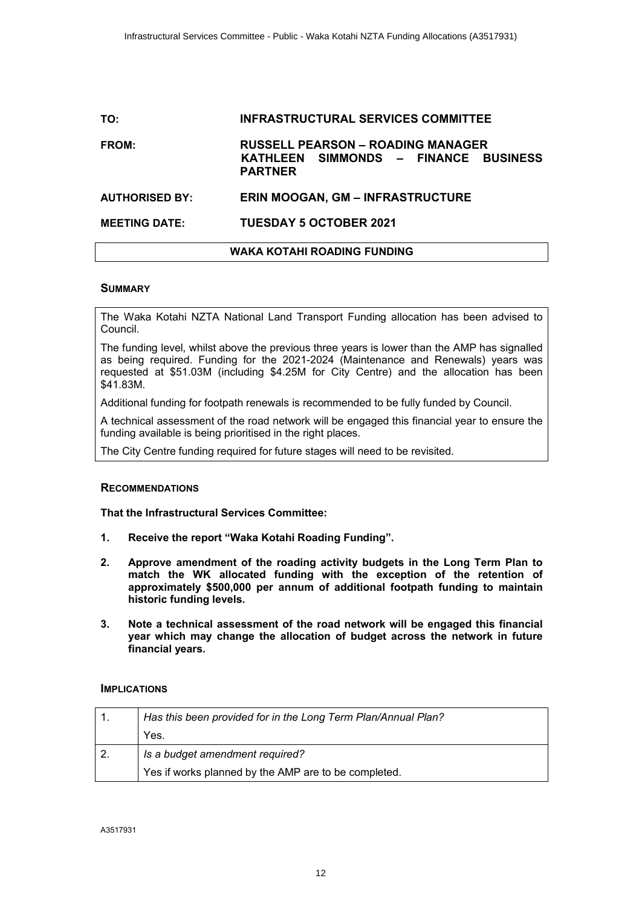| | |
|---|---|
| **TO:** | **INFRASTRUCTURAL SERVICES COMMITTEE** |
| **FROM:** | **RUSSELL PEARSON – ROADING MANAGER**<br>**KATHLEEN SIMMONDS – FINANCE BUSINESS PARTNER** |
| **AUTHORISED BY:** | **ERIN MOOGAN, GM – INFRASTRUCTURE** |
| **MEETING DATE:** | **TUESDAY 5 OCTOBER 2021** |

## WAKA KOTAHI ROADING FUNDING

### SUMMARY

The Waka Kotahi NZTA National Land Transport Funding allocation has been advised to Council.

The funding level, whilst above the previous three years is lower than the AMP has signalled as being required. Funding for the 2021-2024 (Maintenance and Renewals) years was requested at \$51.03M (including \$4.25M for City Centre) and the allocation has been \$41.83M.

Additional funding for footpath renewals is recommended to be fully funded by Council.

A technical assessment of the road network will be engaged this financial year to ensure the funding available is being prioritised in the right places.

The City Centre funding required for future stages will need to be revisited.

### RECOMMENDATIONS

**That the Infrastructural Services Committee:**

1. **Receive the report "Waka Kotahi Roading Funding".**
2. **Approve amendment of the roading activity budgets in the Long Term Plan to match the WK allocated funding with the exception of the retention of approximately \$500,000 per annum of additional footpath funding to maintain historic funding levels.**
3. **Note a technical assessment of the road network will be engaged this financial year which may change the allocation of budget across the network in future financial years.**

### IMPLICATIONS

| | |
|---|---|
| 1. | *Has this been provided for in the Long Term Plan/Annual Plan?*<br>Yes. |
| 2. | *Is a budget amendment required?*<br>Yes if works planned by the AMP are to be completed. |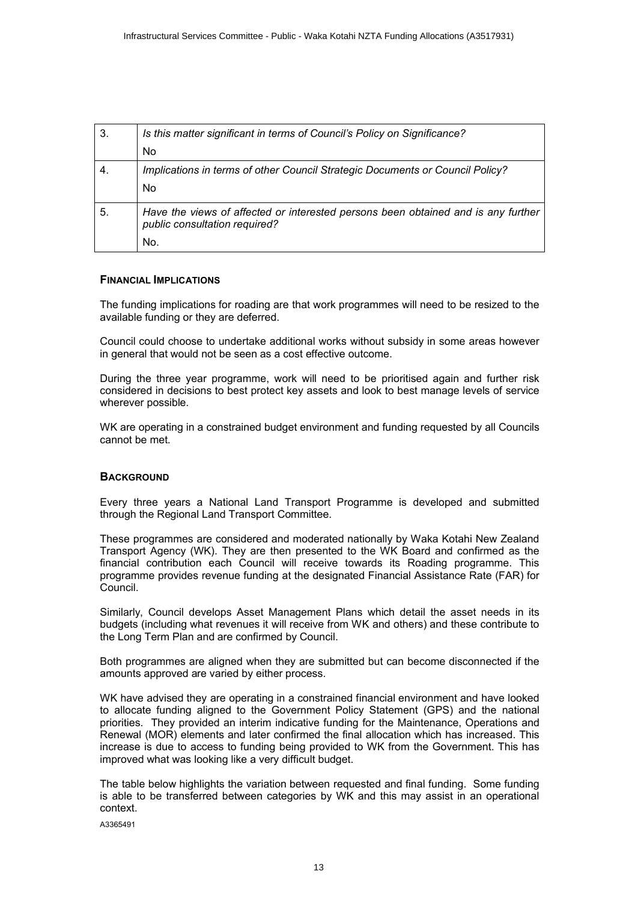| 3. | *Is this matter significant in terms of Council's Policy on Significance?*<br>No |
|---|---|
| 4. | *Implications in terms of other Council Strategic Documents or Council Policy?*<br>No |
| 5. | *Have the views of affected or interested persons been obtained and is any further public consultation required?*<br>No. |

## FINANCIAL IMPLICATIONS

The funding implications for roading are that work programmes will need to be resized to the available funding or they are deferred.

Council could choose to undertake additional works without subsidy in some areas however in general that would not be seen as a cost effective outcome.

During the three year programme, work will need to be prioritised again and further risk considered in decisions to best protect key assets and look to best manage levels of service wherever possible.

WK are operating in a constrained budget environment and funding requested by all Councils cannot be met.

## BACKGROUND

Every three years a National Land Transport Programme is developed and submitted through the Regional Land Transport Committee.

These programmes are considered and moderated nationally by Waka Kotahi New Zealand Transport Agency (WK). They are then presented to the WK Board and confirmed as the financial contribution each Council will receive towards its Roading programme. This programme provides revenue funding at the designated Financial Assistance Rate (FAR) for Council.

Similarly, Council develops Asset Management Plans which detail the asset needs in its budgets (including what revenues it will receive from WK and others) and these contribute to the Long Term Plan and are confirmed by Council.

Both programmes are aligned when they are submitted but can become disconnected if the amounts approved are varied by either process.

WK have advised they are operating in a constrained financial environment and have looked to allocate funding aligned to the Government Policy Statement (GPS) and the national priorities. They provided an interim indicative funding for the Maintenance, Operations and Renewal (MOR) elements and later confirmed the final allocation which has increased. This increase is due to access to funding being provided to WK from the Government. This has improved what was looking like a very difficult budget.

The table below highlights the variation between requested and final funding. Some funding is able to be transferred between categories by WK and this may assist in an operational context.

A3365491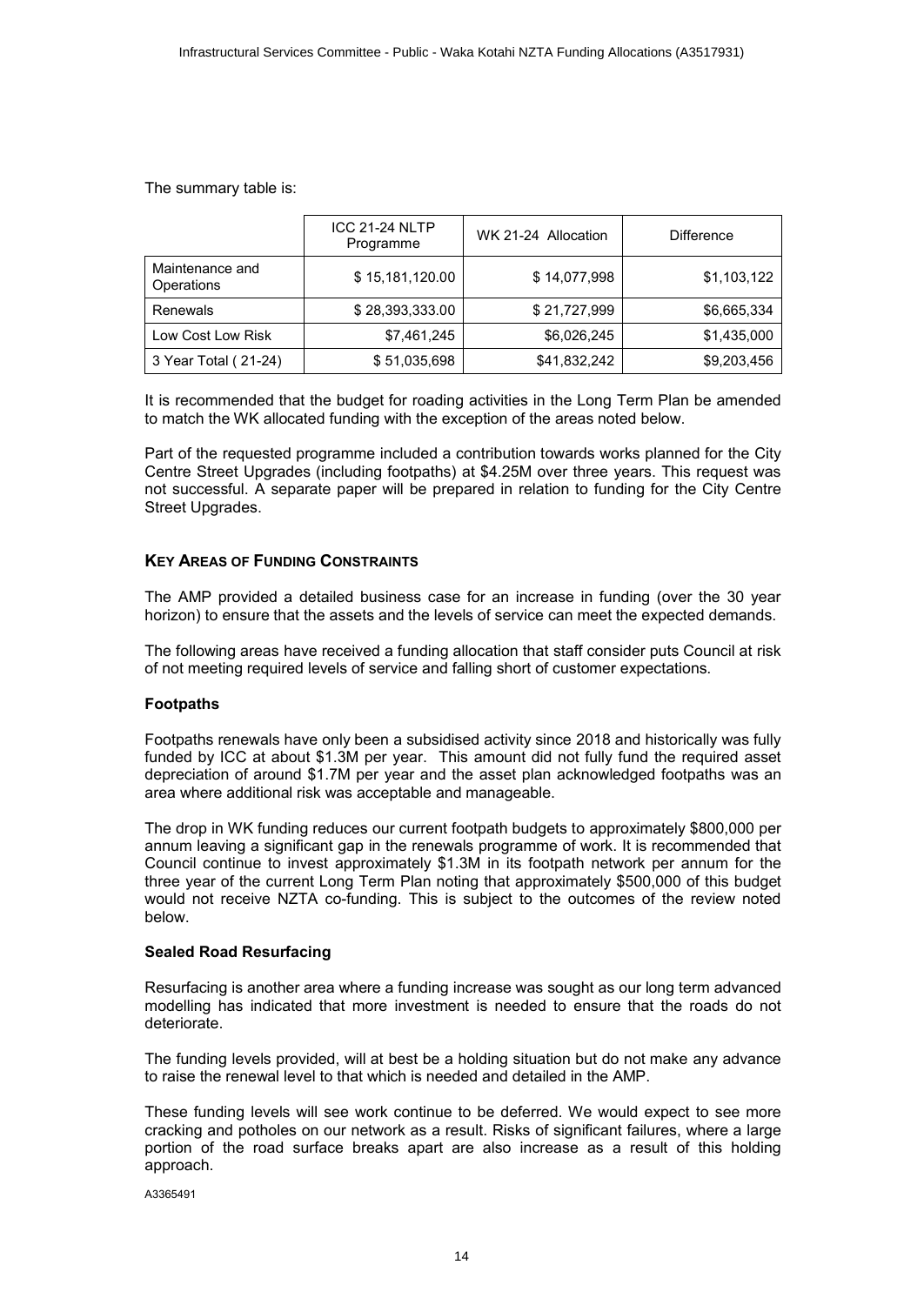The summary table is:

| | ICC 21-24 NLTP Programme | WK 21-24 Allocation | Difference |
|---|---|---|---|
| Maintenance and Operations | $ 15,181,120.00 | $ 14,077,998 | $1,103,122 |
| Renewals | $ 28,393,333.00 | $ 21,727,999 | $6,665,334 |
| Low Cost Low Risk | $7,461,245 | $6,026,245 | $1,435,000 |
| 3 Year Total ( 21-24) | $ 51,035,698 | $41,832,242 | $9,203,456 |

It is recommended that the budget for roading activities in the Long Term Plan be amended to match the WK allocated funding with the exception of the areas noted below.

Part of the requested programme included a contribution towards works planned for the City Centre Street Upgrades (including footpaths) at $4.25M over three years. This request was not successful. A separate paper will be prepared in relation to funding for the City Centre Street Upgrades.

## KEY AREAS OF FUNDING CONSTRAINTS

The AMP provided a detailed business case for an increase in funding (over the 30 year horizon) to ensure that the assets and the levels of service can meet the expected demands.

The following areas have received a funding allocation that staff consider puts Council at risk of not meeting required levels of service and falling short of customer expectations.

### Footpaths

Footpaths renewals have only been a subsidised activity since 2018 and historically was fully funded by ICC at about $1.3M per year. This amount did not fully fund the required asset depreciation of around $1.7M per year and the asset plan acknowledged footpaths was an area where additional risk was acceptable and manageable.

The drop in WK funding reduces our current footpath budgets to approximately $800,000 per annum leaving a significant gap in the renewals programme of work. It is recommended that Council continue to invest approximately $1.3M in its footpath network per annum for the three year of the current Long Term Plan noting that approximately $500,000 of this budget would not receive NZTA co-funding. This is subject to the outcomes of the review noted below.

### Sealed Road Resurfacing

Resurfacing is another area where a funding increase was sought as our long term advanced modelling has indicated that more investment is needed to ensure that the roads do not deteriorate.

The funding levels provided, will at best be a holding situation but do not make any advance to raise the renewal level to that which is needed and detailed in the AMP.

These funding levels will see work continue to be deferred. We would expect to see more cracking and potholes on our network as a result. Risks of significant failures, where a large portion of the road surface breaks apart are also increase as a result of this holding approach.

A3365491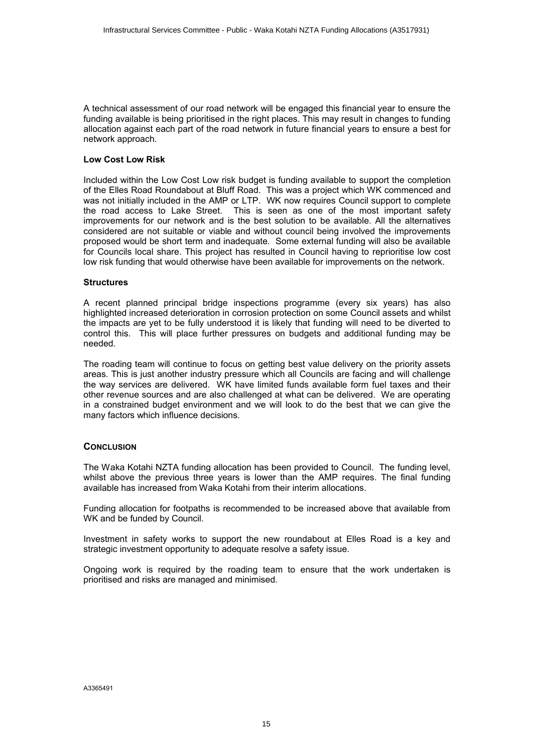A technical assessment of our road network will be engaged this financial year to ensure the funding available is being prioritised in the right places. This may result in changes to funding allocation against each part of the road network in future financial years to ensure a best for network approach.

**Low Cost Low Risk**

Included within the Low Cost Low risk budget is funding available to support the completion of the Elles Road Roundabout at Bluff Road. This was a project which WK commenced and was not initially included in the AMP or LTP. WK now requires Council support to complete the road access to Lake Street. This is seen as one of the most important safety improvements for our network and is the best solution to be available. All the alternatives considered are not suitable or viable and without council being involved the improvements proposed would be short term and inadequate. Some external funding will also be available for Councils local share. This project has resulted in Council having to reprioritise low cost low risk funding that would otherwise have been available for improvements on the network.

**Structures**

A recent planned principal bridge inspections programme (every six years) has also highlighted increased deterioration in corrosion protection on some Council assets and whilst the impacts are yet to be fully understood it is likely that funding will need to be diverted to control this. This will place further pressures on budgets and additional funding may be needed.

The roading team will continue to focus on getting best value delivery on the priority assets areas. This is just another industry pressure which all Councils are facing and will challenge the way services are delivered. WK have limited funds available form fuel taxes and their other revenue sources and are also challenged at what can be delivered. We are operating in a constrained budget environment and we will look to do the best that we can give the many factors which influence decisions.

## Conclusion

The Waka Kotahi NZTA funding allocation has been provided to Council. The funding level, whilst above the previous three years is lower than the AMP requires. The final funding available has increased from Waka Kotahi from their interim allocations.

Funding allocation for footpaths is recommended to be increased above that available from WK and be funded by Council.

Investment in safety works to support the new roundabout at Elles Road is a key and strategic investment opportunity to adequate resolve a safety issue.

Ongoing work is required by the roading team to ensure that the work undertaken is prioritised and risks are managed and minimised.

A3365491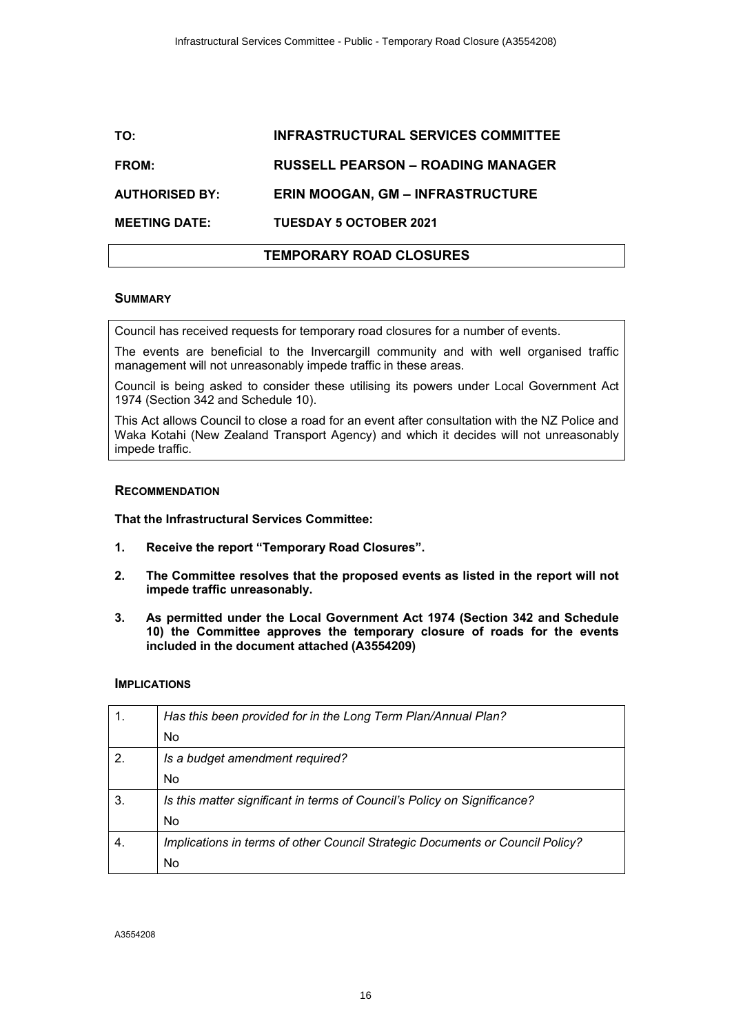| | |
|---|---|
| **TO:** | **INFRASTRUCTURAL SERVICES COMMITTEE** |
| **FROM:** | **RUSSELL PEARSON – ROADING MANAGER** |
| **AUTHORISED BY:** | **ERIN MOOGAN, GM – INFRASTRUCTURE** |
| **MEETING DATE:** | **TUESDAY 5 OCTOBER 2021** |

# TEMPORARY ROAD CLOSURES

## SUMMARY

Council has received requests for temporary road closures for a number of events.

The events are beneficial to the Invercargill community and with well organised traffic management will not unreasonably impede traffic in these areas.

Council is being asked to consider these utilising its powers under Local Government Act 1974 (Section 342 and Schedule 10).

This Act allows Council to close a road for an event after consultation with the NZ Police and Waka Kotahi (New Zealand Transport Agency) and which it decides will not unreasonably impede traffic.

## RECOMMENDATION

**That the Infrastructural Services Committee:**

1. **Receive the report "Temporary Road Closures".**
2. **The Committee resolves that the proposed events as listed in the report will not impede traffic unreasonably.**
3. **As permitted under the Local Government Act 1974 (Section 342 and Schedule 10) the Committee approves the temporary closure of roads for the events included in the document attached (A3554209)**

## IMPLICATIONS

| | |
|---|---|
| 1. | *Has this been provided for in the Long Term Plan/Annual Plan?*<br>No |
| 2. | *Is a budget amendment required?*<br>No |
| 3. | *Is this matter significant in terms of Council's Policy on Significance?*<br>No |
| 4. | *Implications in terms of other Council Strategic Documents or Council Policy?*<br>No |

A3554208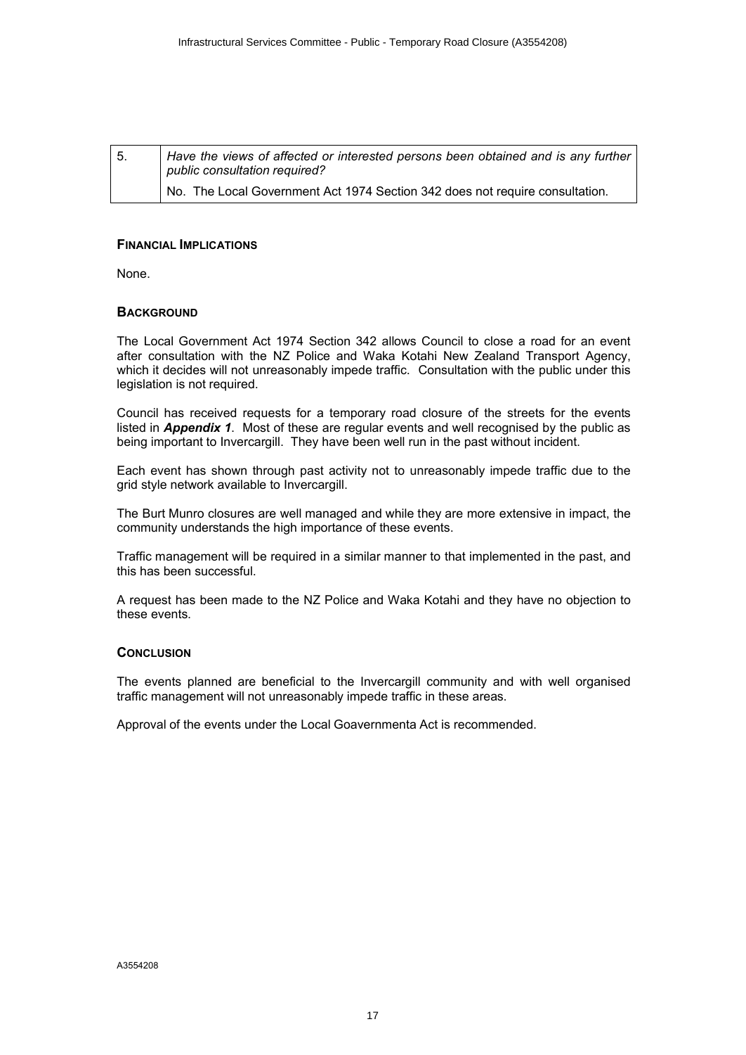| 5. | *Have the views of affected or interested persons been obtained and is any further public consultation required?* |
| --- | --- |
| | No. The Local Government Act 1974 Section 342 does not require consultation. |

## FINANCIAL IMPLICATIONS

None.

## BACKGROUND

The Local Government Act 1974 Section 342 allows Council to close a road for an event after consultation with the NZ Police and Waka Kotahi New Zealand Transport Agency, which it decides will not unreasonably impede traffic. Consultation with the public under this legislation is not required.

Council has received requests for a temporary road closure of the streets for the events listed in ***Appendix 1***. Most of these are regular events and well recognised by the public as being important to Invercargill. They have been well run in the past without incident.

Each event has shown through past activity not to unreasonably impede traffic due to the grid style network available to Invercargill.

The Burt Munro closures are well managed and while they are more extensive in impact, the community understands the high importance of these events.

Traffic management will be required in a similar manner to that implemented in the past, and this has been successful.

A request has been made to the NZ Police and Waka Kotahi and they have no objection to these events.

## CONCLUSION

The events planned are beneficial to the Invercargill community and with well organised traffic management will not unreasonably impede traffic in these areas.

Approval of the events under the Local Goavernmenta Act is recommended.

A3554208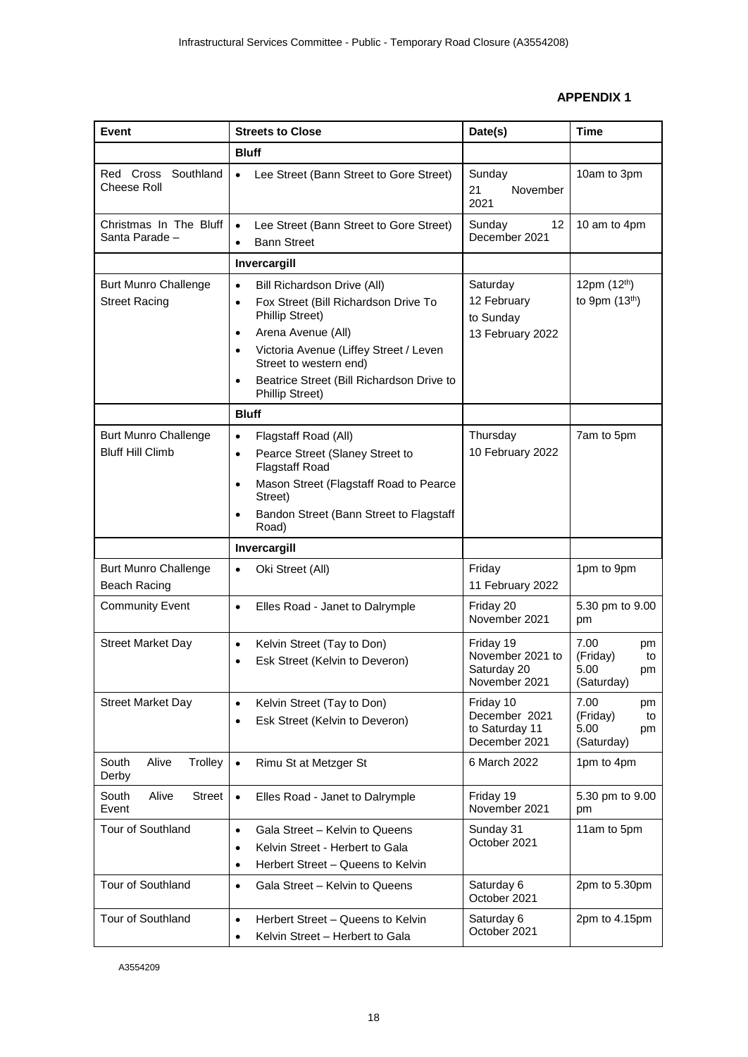**APPENDIX 1**

| Event | Streets to Close | Date(s) | Time |
|---|---|---|---|
| | **Bluff** | | |
| Red Cross Southland Cheese Roll | • Lee Street (Bann Street to Gore Street) | Sunday 21 November 2021 | 10am to 3pm |
| Christmas In The Bluff Santa Parade – | • Lee Street (Bann Street to Gore Street)<br>• Bann Street | Sunday 12 December 2021 | 10 am to 4pm |
| | **Invercargill** | | |
| Burt Munro Challenge Street Racing | • Bill Richardson Drive (All)<br>• Fox Street (Bill Richardson Drive To Phillip Street)<br>• Arena Avenue (All)<br>• Victoria Avenue (Liffey Street / Leven Street to western end)<br>• Beatrice Street (Bill Richardson Drive to Phillip Street) | Saturday 12 February to Sunday 13 February 2022 | 12pm (12th) to 9pm (13th) |
| | **Bluff** | | |
| Burt Munro Challenge Bluff Hill Climb | • Flagstaff Road (All)<br>• Pearce Street (Slaney Street to Flagstaff Road<br>• Mason Street (Flagstaff Road to Pearce Street)<br>• Bandon Street (Bann Street to Flagstaff Road) | Thursday 10 February 2022 | 7am to 5pm |
| | **Invercargill** | | |
| Burt Munro Challenge Beach Racing | • Oki Street (All) | Friday 11 February 2022 | 1pm to 9pm |
| Community Event | • Elles Road - Janet to Dalrymple | Friday 20 November 2021 | 5.30 pm to 9.00 pm |
| Street Market Day | • Kelvin Street (Tay to Don)<br>• Esk Street (Kelvin to Deveron) | Friday 19 November 2021 to Saturday 20 November 2021 | 7.00 pm (Friday) to 5.00 pm (Saturday) |
| Street Market Day | • Kelvin Street (Tay to Don)<br>• Esk Street (Kelvin to Deveron) | Friday 10 December 2021 to Saturday 11 December 2021 | 7.00 pm (Friday) to 5.00 pm (Saturday) |
| South Alive Trolley Derby | • Rimu St at Metzger St | 6 March 2022 | 1pm to 4pm |
| South Alive Street Event | • Elles Road - Janet to Dalrymple | Friday 19 November 2021 | 5.30 pm to 9.00 pm |
| Tour of Southland | • Gala Street – Kelvin to Queens<br>• Kelvin Street - Herbert to Gala<br>• Herbert Street – Queens to Kelvin | Sunday 31 October 2021 | 11am to 5pm |
| Tour of Southland | • Gala Street – Kelvin to Queens | Saturday 6 October 2021 | 2pm to 5.30pm |
| Tour of Southland | • Herbert Street – Queens to Kelvin<br>• Kelvin Street – Herbert to Gala | Saturday 6 October 2021 | 2pm to 4.15pm |

A3554209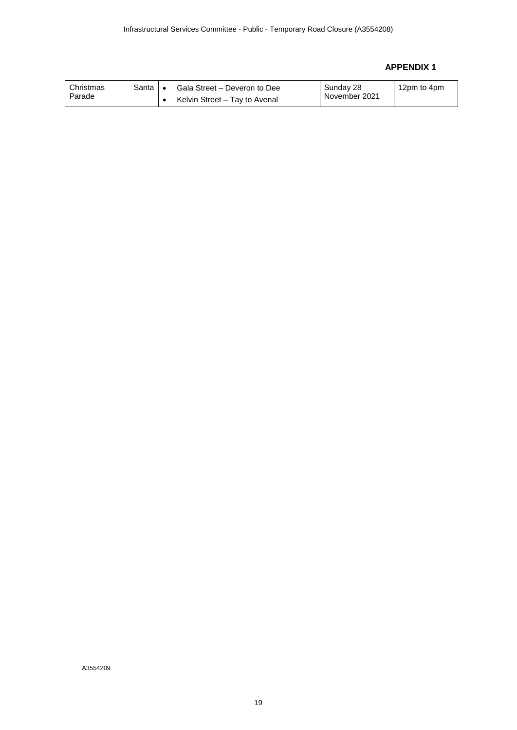**APPENDIX 1**

| Christmas Santa Parade | • Gala Street – Deveron to Dee<br>• Kelvin Street – Tay to Avenal | Sunday 28 November 2021 | 12pm to 4pm |
|---|---|---|---|

A3554209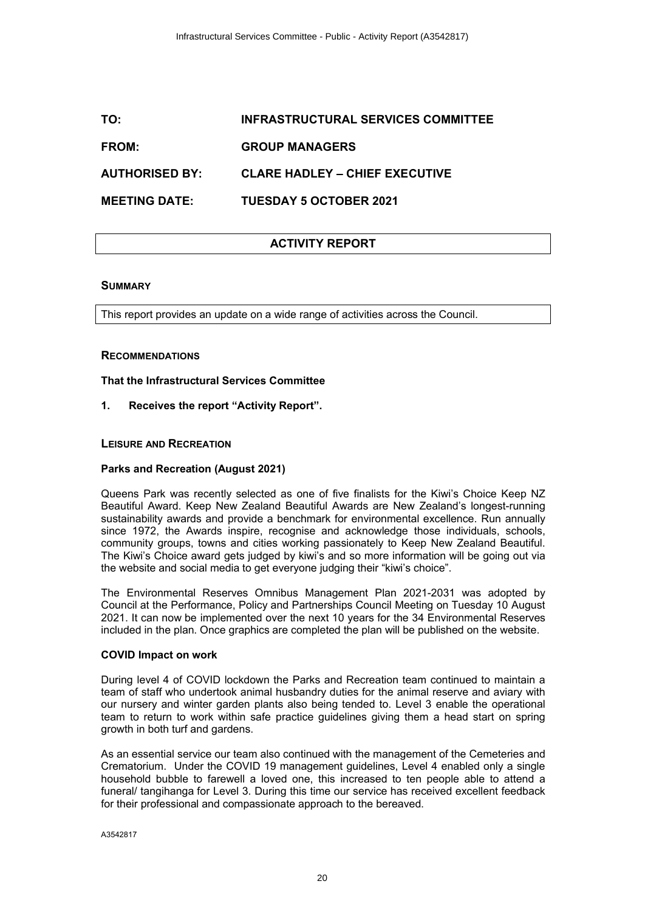| | |
|---|---|
| **TO:** | **INFRASTRUCTURAL SERVICES COMMITTEE** |
| **FROM:** | **GROUP MANAGERS** |
| **AUTHORISED BY:** | **CLARE HADLEY – CHIEF EXECUTIVE** |
| **MEETING DATE:** | **TUESDAY 5 OCTOBER 2021** |

# ACTIVITY REPORT

## SUMMARY

This report provides an update on a wide range of activities across the Council.

## RECOMMENDATIONS

**That the Infrastructural Services Committee**

**1. Receives the report "Activity Report".**

## LEISURE AND RECREATION

### Parks and Recreation (August 2021)

Queens Park was recently selected as one of five finalists for the Kiwi's Choice Keep NZ Beautiful Award. Keep New Zealand Beautiful Awards are New Zealand's longest-running sustainability awards and provide a benchmark for environmental excellence. Run annually since 1972, the Awards inspire, recognise and acknowledge those individuals, schools, community groups, towns and cities working passionately to Keep New Zealand Beautiful. The Kiwi's Choice award gets judged by kiwi's and so more information will be going out via the website and social media to get everyone judging their "kiwi's choice".

The Environmental Reserves Omnibus Management Plan 2021-2031 was adopted by Council at the Performance, Policy and Partnerships Council Meeting on Tuesday 10 August 2021. It can now be implemented over the next 10 years for the 34 Environmental Reserves included in the plan. Once graphics are completed the plan will be published on the website.

### COVID Impact on work

During level 4 of COVID lockdown the Parks and Recreation team continued to maintain a team of staff who undertook animal husbandry duties for the animal reserve and aviary with our nursery and winter garden plants also being tended to. Level 3 enable the operational team to return to work within safe practice guidelines giving them a head start on spring growth in both turf and gardens.

As an essential service our team also continued with the management of the Cemeteries and Crematorium. Under the COVID 19 management guidelines, Level 4 enabled only a single household bubble to farewell a loved one, this increased to ten people able to attend a funeral/ tangihanga for Level 3. During this time our service has received excellent feedback for their professional and compassionate approach to the bereaved.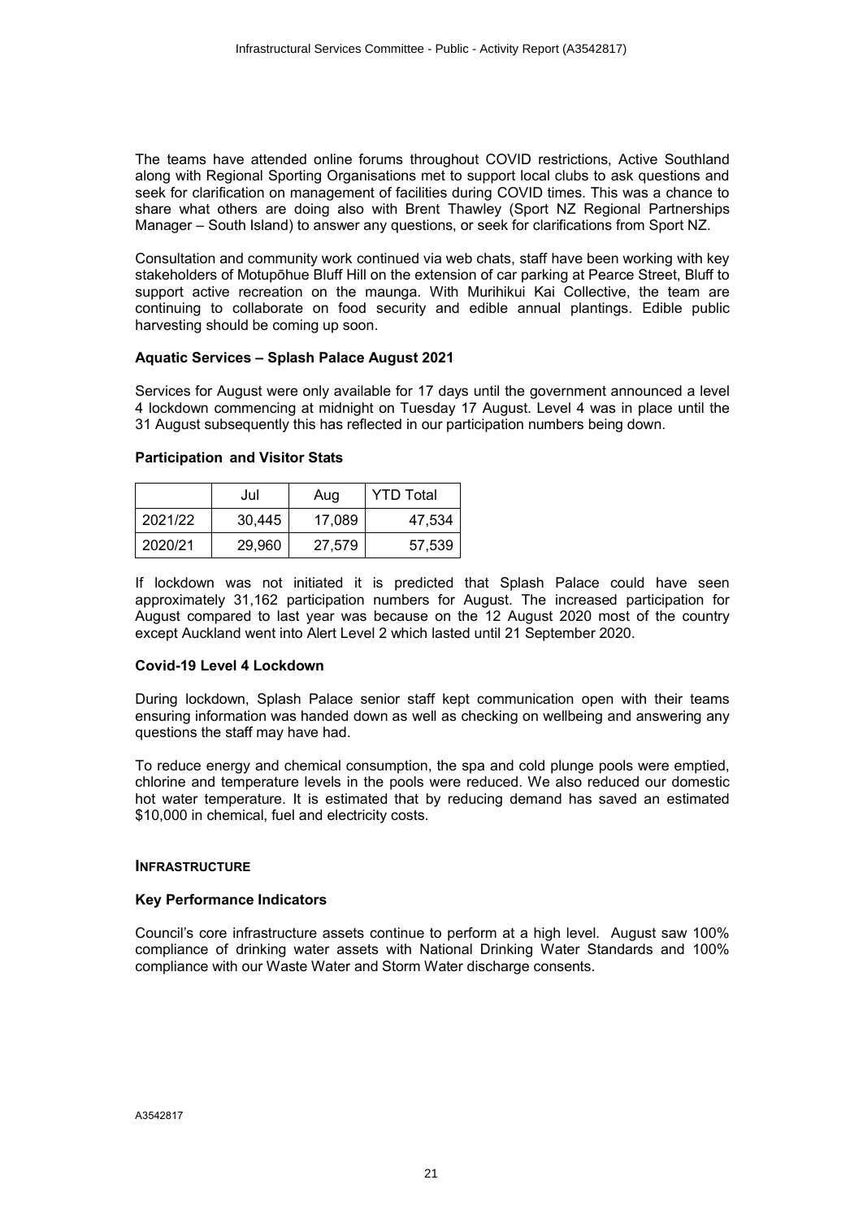The teams have attended online forums throughout COVID restrictions, Active Southland along with Regional Sporting Organisations met to support local clubs to ask questions and seek for clarification on management of facilities during COVID times. This was a chance to share what others are doing also with Brent Thawley (Sport NZ Regional Partnerships Manager – South Island) to answer any questions, or seek for clarifications from Sport NZ.

Consultation and community work continued via web chats, staff have been working with key stakeholders of Motupōhue Bluff Hill on the extension of car parking at Pearce Street, Bluff to support active recreation on the maunga. With Murihikui Kai Collective, the team are continuing to collaborate on food security and edible annual plantings. Edible public harvesting should be coming up soon.

**Aquatic Services – Splash Palace August 2021**

Services for August were only available for 17 days until the government announced a level 4 lockdown commencing at midnight on Tuesday 17 August. Level 4 was in place until the 31 August subsequently this has reflected in our participation numbers being down.

**Participation and Visitor Stats**

| | Jul | Aug | YTD Total |
|---|---|---|---|
| 2021/22 | 30,445 | 17,089 | 47,534 |
| 2020/21 | 29,960 | 27,579 | 57,539 |

If lockdown was not initiated it is predicted that Splash Palace could have seen approximately 31,162 participation numbers for August. The increased participation for August compared to last year was because on the 12 August 2020 most of the country except Auckland went into Alert Level 2 which lasted until 21 September 2020.

**Covid-19 Level 4 Lockdown**

During lockdown, Splash Palace senior staff kept communication open with their teams ensuring information was handed down as well as checking on wellbeing and answering any questions the staff may have had.

To reduce energy and chemical consumption, the spa and cold plunge pools were emptied, chlorine and temperature levels in the pools were reduced. We also reduced our domestic hot water temperature. It is estimated that by reducing demand has saved an estimated $10,000 in chemical, fuel and electricity costs.

## INFRASTRUCTURE

**Key Performance Indicators**

Council's core infrastructure assets continue to perform at a high level. August saw 100% compliance of drinking water assets with National Drinking Water Standards and 100% compliance with our Waste Water and Storm Water discharge consents.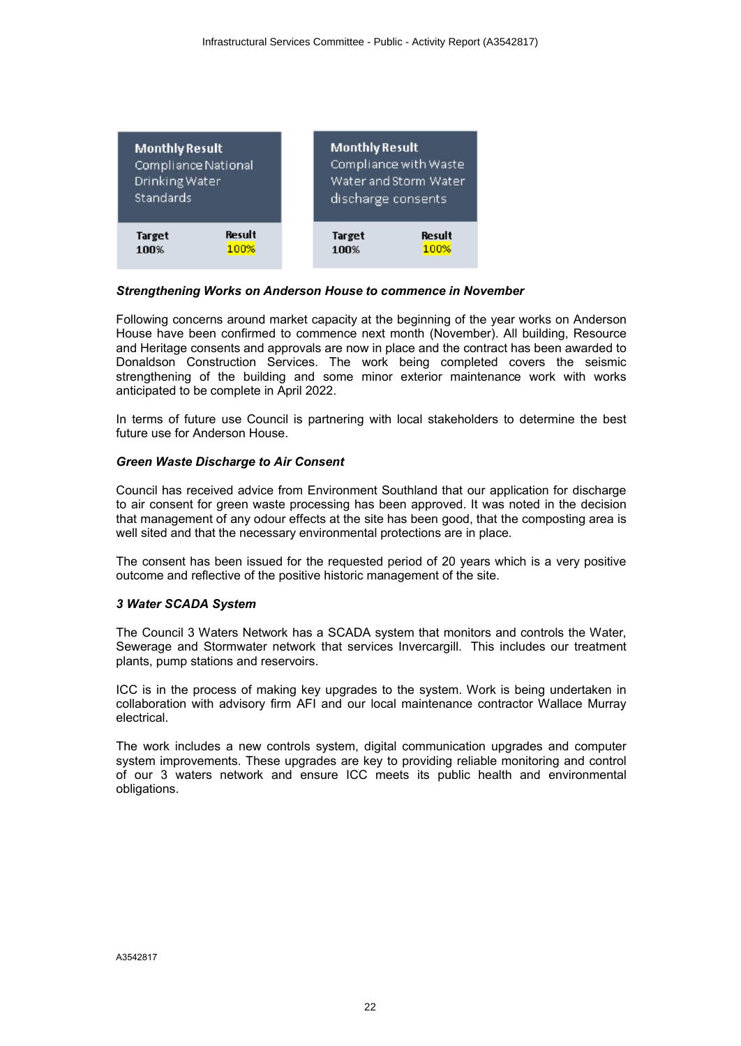| Monthly Result<br>Compliance National Drinking Water Standards | |
|---|---|
| Target<br>100% | Result<br>100% |

| Monthly Result<br>Compliance with Waste Water and Storm Water discharge consents | |
|---|---|
| Target<br>100% | Result<br>100% |

***Strengthening Works on Anderson House to commence in November***

Following concerns around market capacity at the beginning of the year works on Anderson House have been confirmed to commence next month (November). All building, Resource and Heritage consents and approvals are now in place and the contract has been awarded to Donaldson Construction Services. The work being completed covers the seismic strengthening of the building and some minor exterior maintenance work with works anticipated to be complete in April 2022.

In terms of future use Council is partnering with local stakeholders to determine the best future use for Anderson House.

***Green Waste Discharge to Air Consent***

Council has received advice from Environment Southland that our application for discharge to air consent for green waste processing has been approved. It was noted in the decision that management of any odour effects at the site has been good, that the composting area is well sited and that the necessary environmental protections are in place.

The consent has been issued for the requested period of 20 years which is a very positive outcome and reflective of the positive historic management of the site.

***3 Water SCADA System***

The Council 3 Waters Network has a SCADA system that monitors and controls the Water, Sewerage and Stormwater network that services Invercargill. This includes our treatment plants, pump stations and reservoirs.

ICC is in the process of making key upgrades to the system. Work is being undertaken in collaboration with advisory firm AFI and our local maintenance contractor Wallace Murray electrical.

The work includes a new controls system, digital communication upgrades and computer system improvements. These upgrades are key to providing reliable monitoring and control of our 3 waters network and ensure ICC meets its public health and environmental obligations.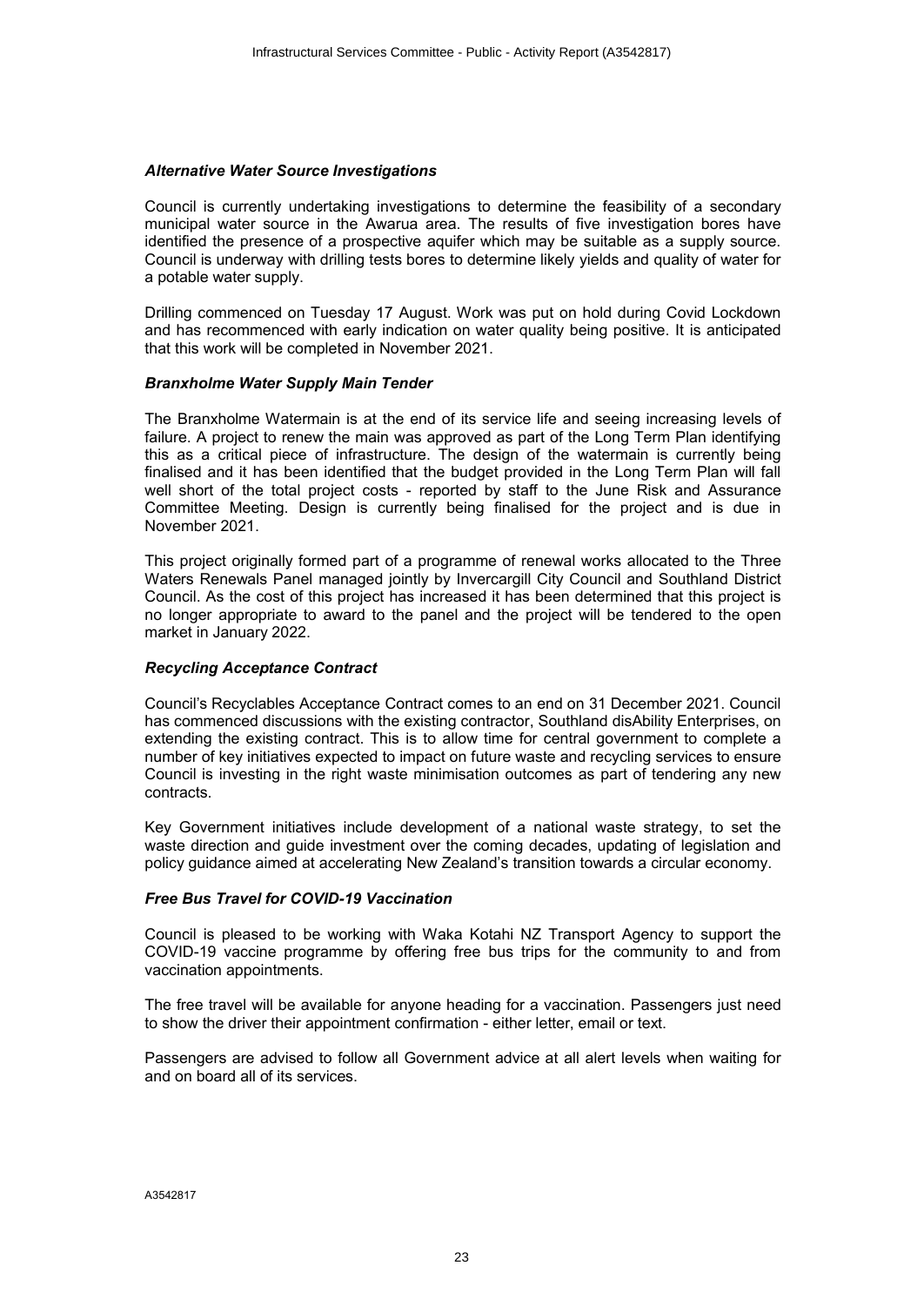### *Alternative Water Source Investigations*

Council is currently undertaking investigations to determine the feasibility of a secondary municipal water source in the Awarua area. The results of five investigation bores have identified the presence of a prospective aquifer which may be suitable as a supply source. Council is underway with drilling tests bores to determine likely yields and quality of water for a potable water supply.

Drilling commenced on Tuesday 17 August. Work was put on hold during Covid Lockdown and has recommenced with early indication on water quality being positive. It is anticipated that this work will be completed in November 2021.

### *Branxholme Water Supply Main Tender*

The Branxholme Watermain is at the end of its service life and seeing increasing levels of failure. A project to renew the main was approved as part of the Long Term Plan identifying this as a critical piece of infrastructure. The design of the watermain is currently being finalised and it has been identified that the budget provided in the Long Term Plan will fall well short of the total project costs - reported by staff to the June Risk and Assurance Committee Meeting. Design is currently being finalised for the project and is due in November 2021.

This project originally formed part of a programme of renewal works allocated to the Three Waters Renewals Panel managed jointly by Invercargill City Council and Southland District Council. As the cost of this project has increased it has been determined that this project is no longer appropriate to award to the panel and the project will be tendered to the open market in January 2022.

### *Recycling Acceptance Contract*

Council's Recyclables Acceptance Contract comes to an end on 31 December 2021. Council has commenced discussions with the existing contractor, Southland disAbility Enterprises, on extending the existing contract. This is to allow time for central government to complete a number of key initiatives expected to impact on future waste and recycling services to ensure Council is investing in the right waste minimisation outcomes as part of tendering any new contracts.

Key Government initiatives include development of a national waste strategy, to set the waste direction and guide investment over the coming decades, updating of legislation and policy guidance aimed at accelerating New Zealand's transition towards a circular economy.

### *Free Bus Travel for COVID-19 Vaccination*

Council is pleased to be working with Waka Kotahi NZ Transport Agency to support the COVID-19 vaccine programme by offering free bus trips for the community to and from vaccination appointments.

The free travel will be available for anyone heading for a vaccination. Passengers just need to show the driver their appointment confirmation - either letter, email or text.

Passengers are advised to follow all Government advice at all alert levels when waiting for and on board all of its services.